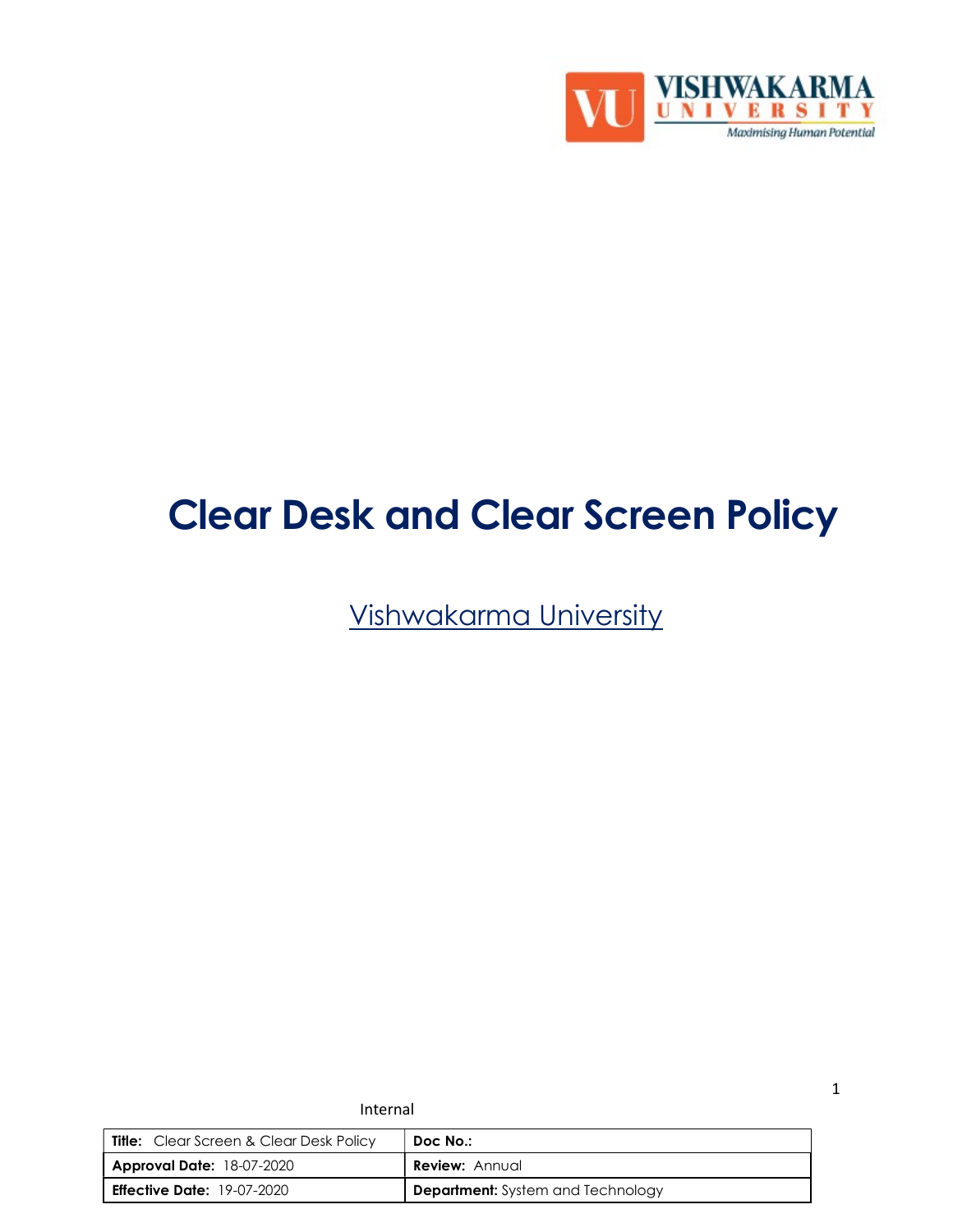# Clear Desk and Clear Screen Policy

Vishwakarma University

Internal

| **Title:** Clear Screen & Clear Desk Policy | **Doc No.:** |
|---|---|
| **Approval Date:** 18-07-2020 | **Review:** Annual |
| **Effective Date:** 19-07-2020 | **Department:** System and Technology |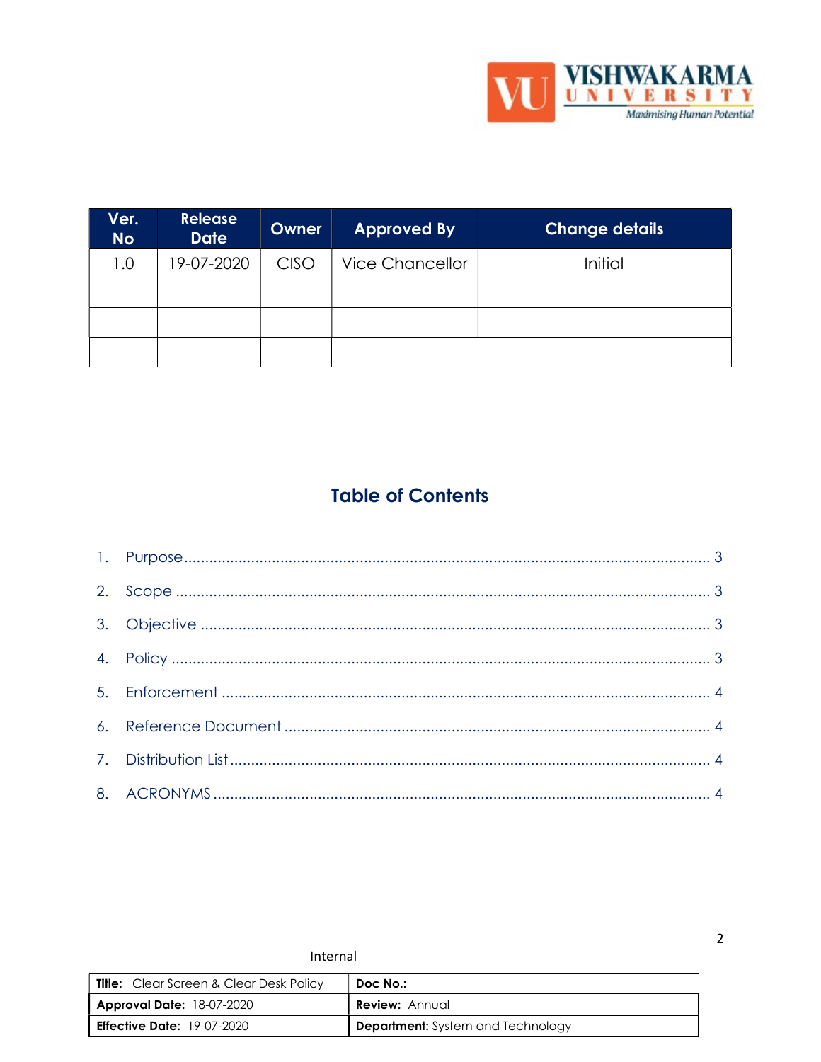| Ver. No | Release Date | Owner | Approved By | Change details |
|---|---|---|---|---|
| 1.0 | 19-07-2020 | CISO | Vice Chancellor | Initial |
| | | | | |
| | | | | |
| | | | | |

## Table of Contents

1. Purpose ........................................ 3
2. Scope ........................................ 3
3. Objective ........................................ 3
4. Policy ........................................ 3
5. Enforcement ........................................ 4
6. Reference Document ........................................ 4
7. Distribution List ........................................ 4
8. ACRONYMS ........................................ 4

Internal

| **Title:** Clear Screen & Clear Desk Policy | **Doc No.:** |
|---|---|
| **Approval Date:** 18-07-2020 | **Review:** Annual |
| **Effective Date:** 19-07-2020 | **Department:** System and Technology |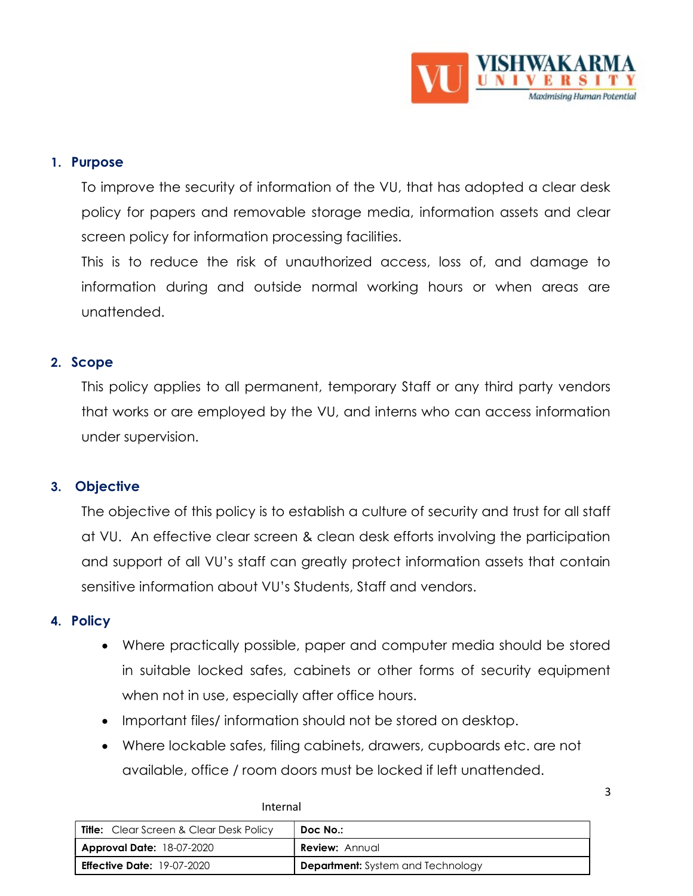## 1. Purpose

To improve the security of information of the VU, that has adopted a clear desk policy for papers and removable storage media, information assets and clear screen policy for information processing facilities.

This is to reduce the risk of unauthorized access, loss of, and damage to information during and outside normal working hours or when areas are unattended.

## 2. Scope

This policy applies to all permanent, temporary Staff or any third party vendors that works or are employed by the VU, and interns who can access information under supervision.

## 3. Objective

The objective of this policy is to establish a culture of security and trust for all staff at VU. An effective clear screen & clean desk efforts involving the participation and support of all VU's staff can greatly protect information assets that contain sensitive information about VU's Students, Staff and vendors.

## 4. Policy

- Where practically possible, paper and computer media should be stored in suitable locked safes, cabinets or other forms of security equipment when not in use, especially after office hours.
- Important files/ information should not be stored on desktop.
- Where lockable safes, filing cabinets, drawers, cupboards etc. are not available, office / room doors must be locked if left unattended.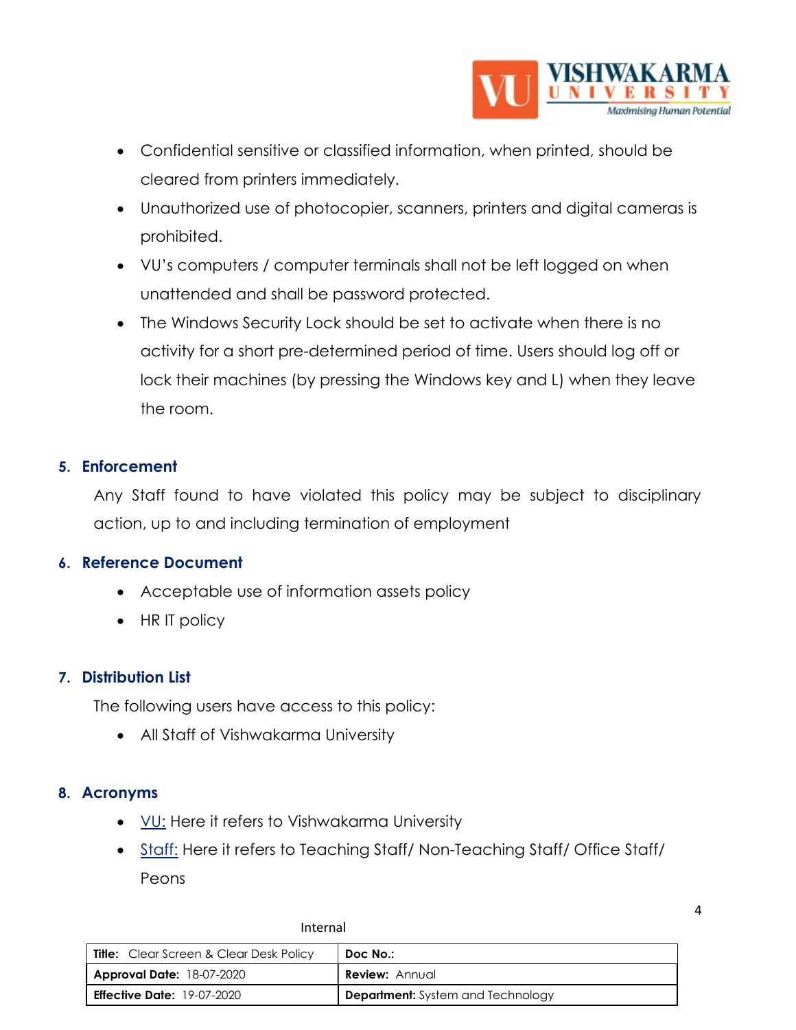- Confidential sensitive or classified information, when printed, should be cleared from printers immediately.
- Unauthorized use of photocopier, scanners, printers and digital cameras is prohibited.
- VU's computers / computer terminals shall not be left logged on when unattended and shall be password protected.
- The Windows Security Lock should be set to activate when there is no activity for a short pre-determined period of time. Users should log off or lock their machines (by pressing the Windows key and L) when they leave the room.

## 5. Enforcement

Any Staff found to have violated this policy may be subject to disciplinary action, up to and including termination of employment

## 6. Reference Document

- Acceptable use of information assets policy
- HR IT policy

## 7. Distribution List

The following users have access to this policy:

- All Staff of Vishwakarma University

## 8. Acronyms

- VU: Here it refers to Vishwakarma University
- Staff: Here it refers to Teaching Staff/ Non-Teaching Staff/ Office Staff/ Peons

Internal

| | |
|---|---|
| **Title:** Clear Screen & Clear Desk Policy | **Doc No.:** |
| **Approval Date:** 18-07-2020 | **Review:** Annual |
| **Effective Date:** 19-07-2020 | **Department:** System and Technology |